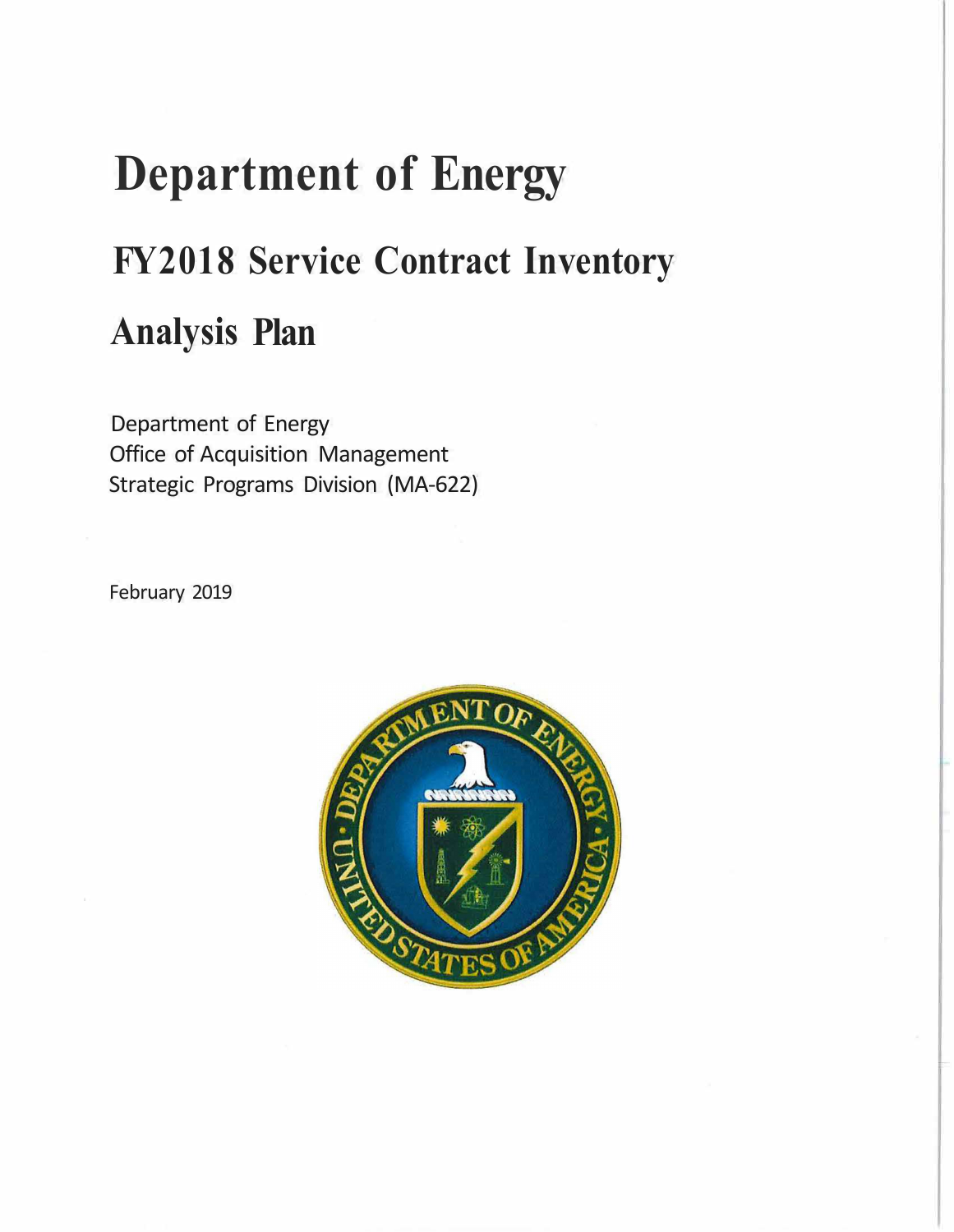# Department of Energy

## FY2018 Service Contract Inventory

## Analysis Plan

Department of Energy
Office of Acquisition Management
Strategic Programs Division (MA-622)

February 2019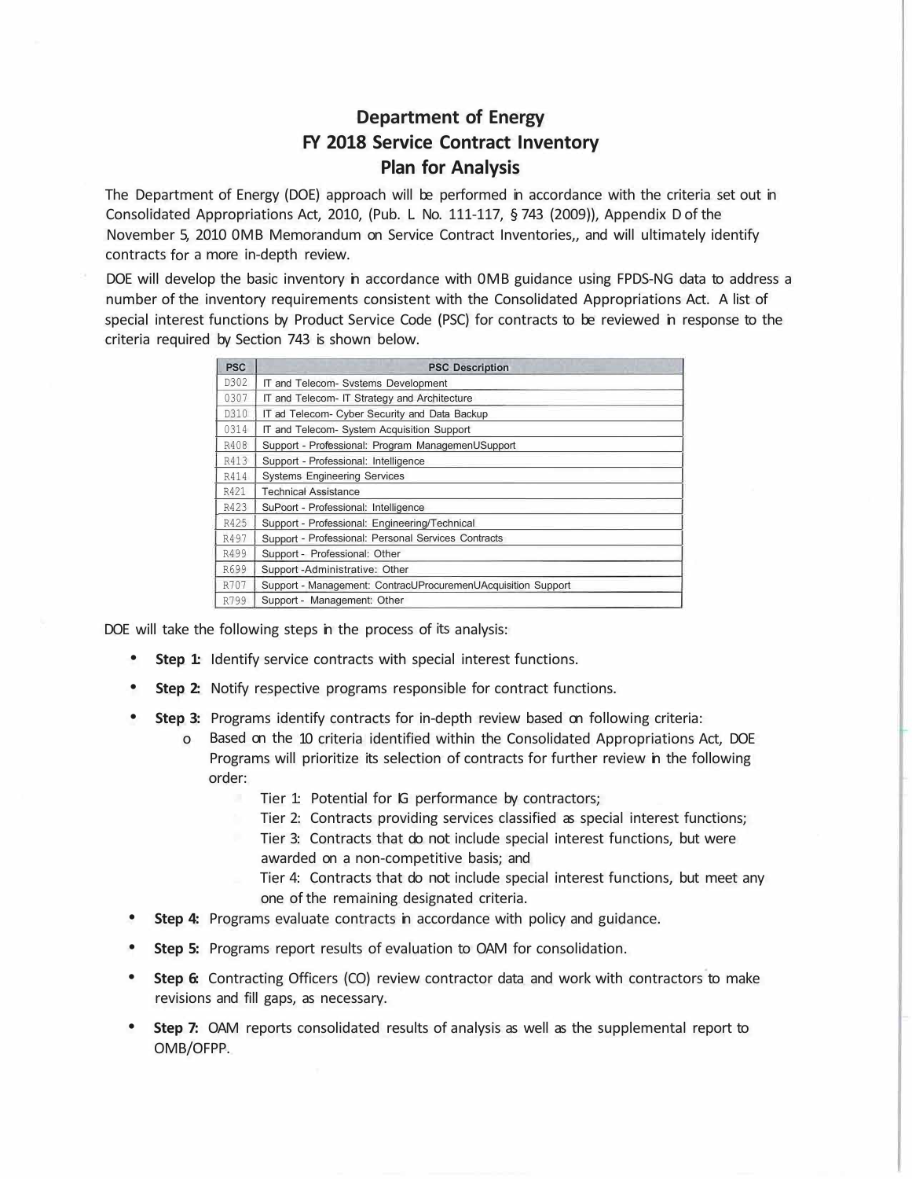# Department of Energy
# FY 2018 Service Contract Inventory
# Plan for Analysis

The Department of Energy (DOE) approach will be performed in accordance with the criteria set out in Consolidated Appropriations Act, 2010, (Pub. L No. 111-117, § 743 (2009)), Appendix D of the November 5, 2010 OMB Memorandum on Service Contract Inventories,, and will ultimately identify contracts for a more in-depth review.

DOE will develop the basic inventory in accordance with OMB guidance using FPDS-NG data to address a number of the inventory requirements consistent with the Consolidated Appropriations Act. A list of special interest functions by Product Service Code (PSC) for contracts to be reviewed in response to the criteria required by Section 743 is shown below.

| PSC | PSC Description |
|---|---|
| D302 | IT and Telecom- Systems Development |
| 0307 | IT and Telecom- IT Strategy and Architecture |
| D310 | IT ad Telecom- Cyber Security and Data Backup |
| 0314 | IT and Telecom- System Acquisition Support |
| R408 | Support - Professional: Program ManagemenUSupport |
| R413 | Support - Professional: Intelligence |
| R414 | Systems Engineering Services |
| R421 | Technical Assistance |
| R423 | SuPoort - Professional: Intelligence |
| R425 | Support - Professional: Engineering/Technical |
| R497 | Support - Professional: Personal Services Contracts |
| R499 | Support - Professional: Other |
| R699 | Support -Administrative: Other |
| R707 | Support - Management: ContracUProcuremenUAcquisition Support |
| R799 | Support - Management: Other |

DOE will take the following steps in the process of its analysis:

- **Step 1:** Identify service contracts with special interest functions.
- **Step 2:** Notify respective programs responsible for contract functions.
- **Step 3:** Programs identify contracts for in-depth review based on following criteria:
  - Based on the 10 criteria identified within the Consolidated Appropriations Act, DOE Programs will prioritize its selection of contracts for further review in the following order:
    - Tier 1: Potential for IG performance by contractors;
    - Tier 2: Contracts providing services classified as special interest functions;
    - Tier 3: Contracts that do not include special interest functions, but were awarded on a non-competitive basis; and
    - Tier 4: Contracts that do not include special interest functions, but meet any one of the remaining designated criteria.
- **Step 4:** Programs evaluate contracts in accordance with policy and guidance.
- **Step 5:** Programs report results of evaluation to OAM for consolidation.
- **Step 6:** Contracting Officers (CO) review contractor data and work with contractors to make revisions and fill gaps, as necessary.
- **Step 7:** OAM reports consolidated results of analysis as well as the supplemental report to OMB/OFPP.